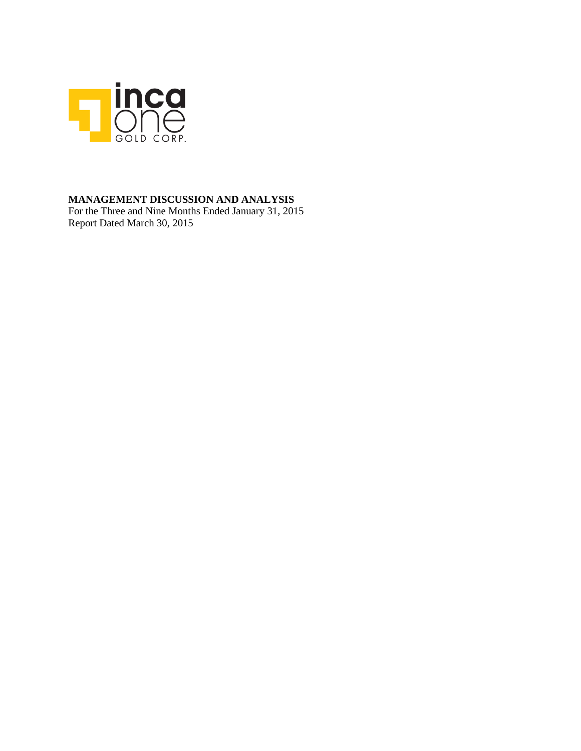**MANAGEMENT DISCUSSION AND ANALYSIS**

For the Three and Nine Months Ended January 31, 2015

Report Dated March 30, 2015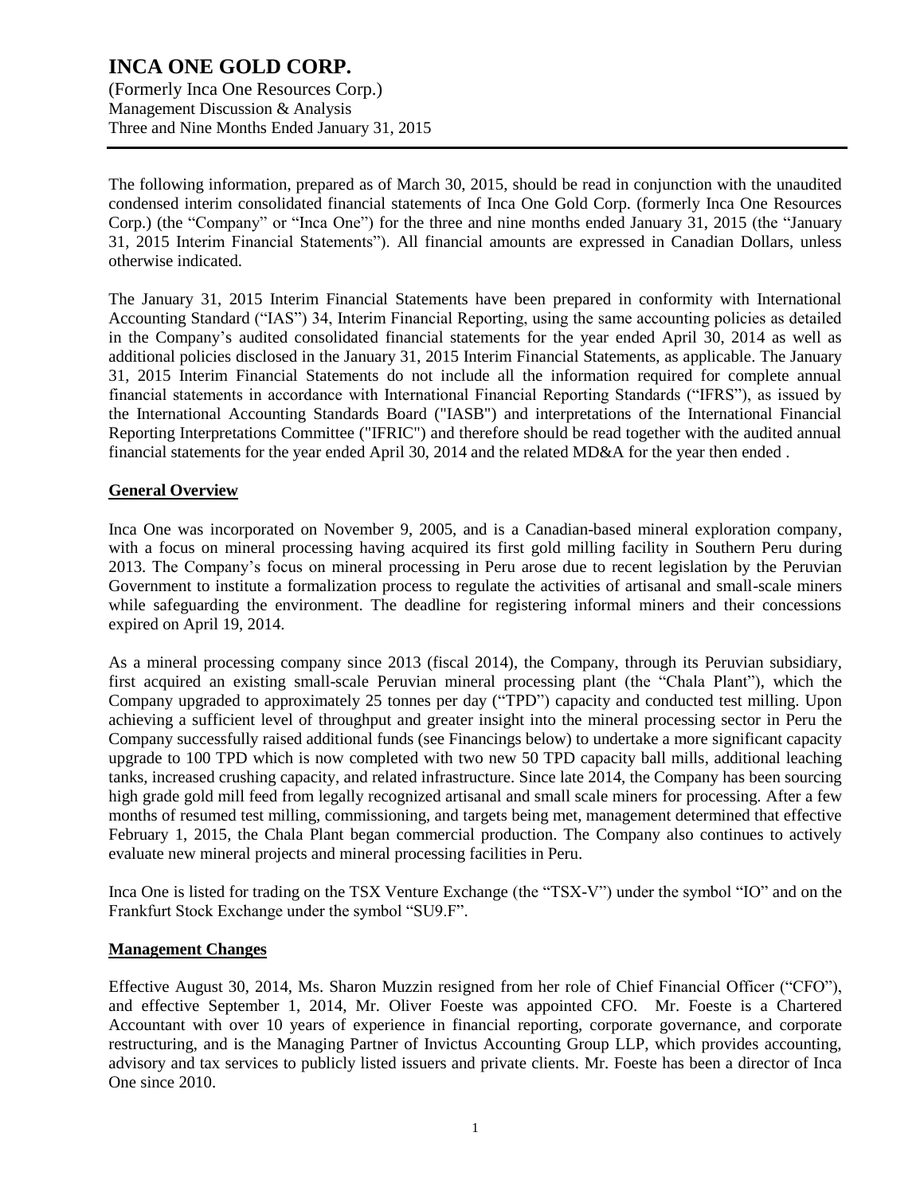# INCA ONE GOLD CORP.

(Formerly Inca One Resources Corp.)
Management Discussion & Analysis
Three and Nine Months Ended January 31, 2015

The following information, prepared as of March 30, 2015, should be read in conjunction with the unaudited condensed interim consolidated financial statements of Inca One Gold Corp. (formerly Inca One Resources Corp.) (the "Company" or "Inca One") for the three and nine months ended January 31, 2015 (the "January 31, 2015 Interim Financial Statements"). All financial amounts are expressed in Canadian Dollars, unless otherwise indicated.

The January 31, 2015 Interim Financial Statements have been prepared in conformity with International Accounting Standard ("IAS") 34, Interim Financial Reporting, using the same accounting policies as detailed in the Company's audited consolidated financial statements for the year ended April 30, 2014 as well as additional policies disclosed in the January 31, 2015 Interim Financial Statements, as applicable. The January 31, 2015 Interim Financial Statements do not include all the information required for complete annual financial statements in accordance with International Financial Reporting Standards ("IFRS"), as issued by the International Accounting Standards Board ("IASB") and interpretations of the International Financial Reporting Interpretations Committee ("IFRIC") and therefore should be read together with the audited annual financial statements for the year ended April 30, 2014 and the related MD&A for the year then ended .

## General Overview

Inca One was incorporated on November 9, 2005, and is a Canadian-based mineral exploration company, with a focus on mineral processing having acquired its first gold milling facility in Southern Peru during 2013. The Company's focus on mineral processing in Peru arose due to recent legislation by the Peruvian Government to institute a formalization process to regulate the activities of artisanal and small-scale miners while safeguarding the environment. The deadline for registering informal miners and their concessions expired on April 19, 2014.

As a mineral processing company since 2013 (fiscal 2014), the Company, through its Peruvian subsidiary, first acquired an existing small-scale Peruvian mineral processing plant (the "Chala Plant"), which the Company upgraded to approximately 25 tonnes per day ("TPD") capacity and conducted test milling. Upon achieving a sufficient level of throughput and greater insight into the mineral processing sector in Peru the Company successfully raised additional funds (see Financings below) to undertake a more significant capacity upgrade to 100 TPD which is now completed with two new 50 TPD capacity ball mills, additional leaching tanks, increased crushing capacity, and related infrastructure. Since late 2014, the Company has been sourcing high grade gold mill feed from legally recognized artisanal and small scale miners for processing. After a few months of resumed test milling, commissioning, and targets being met, management determined that effective February 1, 2015, the Chala Plant began commercial production. The Company also continues to actively evaluate new mineral projects and mineral processing facilities in Peru.

Inca One is listed for trading on the TSX Venture Exchange (the "TSX-V") under the symbol "IO" and on the Frankfurt Stock Exchange under the symbol "SU9.F".

## Management Changes

Effective August 30, 2014, Ms. Sharon Muzzin resigned from her role of Chief Financial Officer ("CFO"), and effective September 1, 2014, Mr. Oliver Foeste was appointed CFO. Mr. Foeste is a Chartered Accountant with over 10 years of experience in financial reporting, corporate governance, and corporate restructuring, and is the Managing Partner of Invictus Accounting Group LLP, which provides accounting, advisory and tax services to publicly listed issuers and private clients. Mr. Foeste has been a director of Inca One since 2010.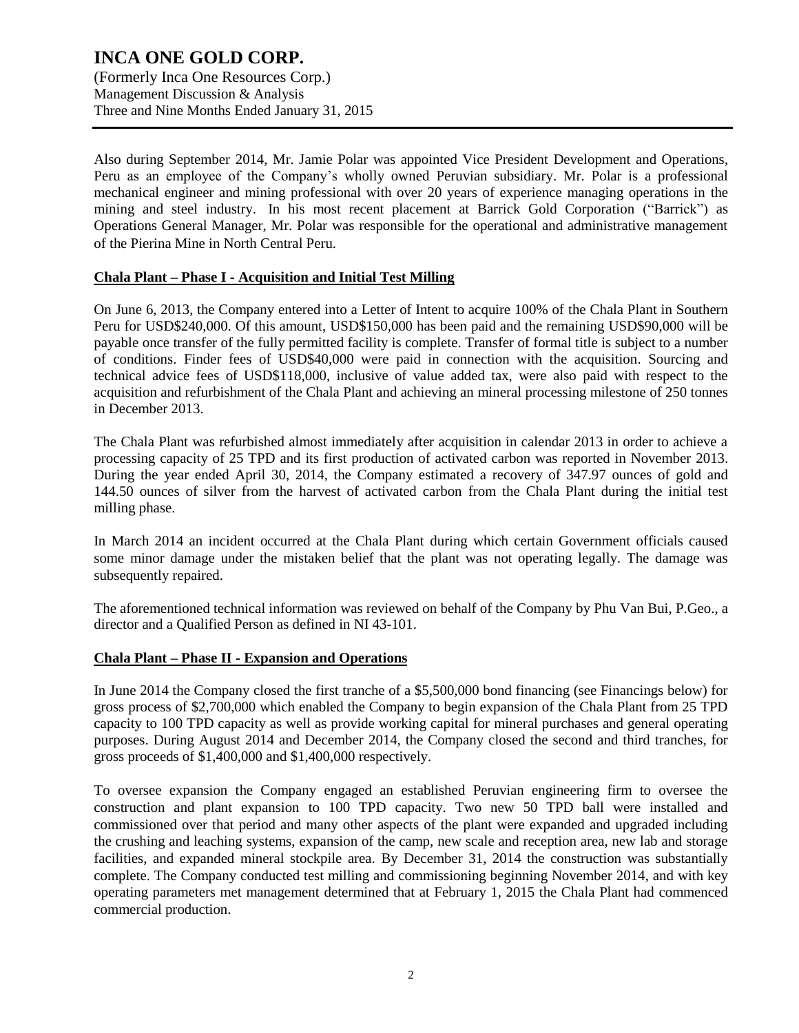Also during September 2014, Mr. Jamie Polar was appointed Vice President Development and Operations, Peru as an employee of the Company's wholly owned Peruvian subsidiary. Mr. Polar is a professional mechanical engineer and mining professional with over 20 years of experience managing operations in the mining and steel industry. In his most recent placement at Barrick Gold Corporation ("Barrick") as Operations General Manager, Mr. Polar was responsible for the operational and administrative management of the Pierina Mine in North Central Peru.

## Chala Plant – Phase I - Acquisition and Initial Test Milling

On June 6, 2013, the Company entered into a Letter of Intent to acquire 100% of the Chala Plant in Southern Peru for USD$240,000. Of this amount, USD$150,000 has been paid and the remaining USD$90,000 will be payable once transfer of the fully permitted facility is complete. Transfer of formal title is subject to a number of conditions. Finder fees of USD$40,000 were paid in connection with the acquisition. Sourcing and technical advice fees of USD$118,000, inclusive of value added tax, were also paid with respect to the acquisition and refurbishment of the Chala Plant and achieving an mineral processing milestone of 250 tonnes in December 2013.

The Chala Plant was refurbished almost immediately after acquisition in calendar 2013 in order to achieve a processing capacity of 25 TPD and its first production of activated carbon was reported in November 2013. During the year ended April 30, 2014, the Company estimated a recovery of 347.97 ounces of gold and 144.50 ounces of silver from the harvest of activated carbon from the Chala Plant during the initial test milling phase.

In March 2014 an incident occurred at the Chala Plant during which certain Government officials caused some minor damage under the mistaken belief that the plant was not operating legally. The damage was subsequently repaired.

The aforementioned technical information was reviewed on behalf of the Company by Phu Van Bui, P.Geo., a director and a Qualified Person as defined in NI 43-101.

## Chala Plant – Phase II - Expansion and Operations

In June 2014 the Company closed the first tranche of a $5,500,000 bond financing (see Financings below) for gross process of $2,700,000 which enabled the Company to begin expansion of the Chala Plant from 25 TPD capacity to 100 TPD capacity as well as provide working capital for mineral purchases and general operating purposes. During August 2014 and December 2014, the Company closed the second and third tranches, for gross proceeds of $1,400,000 and $1,400,000 respectively.

To oversee expansion the Company engaged an established Peruvian engineering firm to oversee the construction and plant expansion to 100 TPD capacity. Two new 50 TPD ball were installed and commissioned over that period and many other aspects of the plant were expanded and upgraded including the crushing and leaching systems, expansion of the camp, new scale and reception area, new lab and storage facilities, and expanded mineral stockpile area. By December 31, 2014 the construction was substantially complete. The Company conducted test milling and commissioning beginning November 2014, and with key operating parameters met management determined that at February 1, 2015 the Chala Plant had commenced commercial production.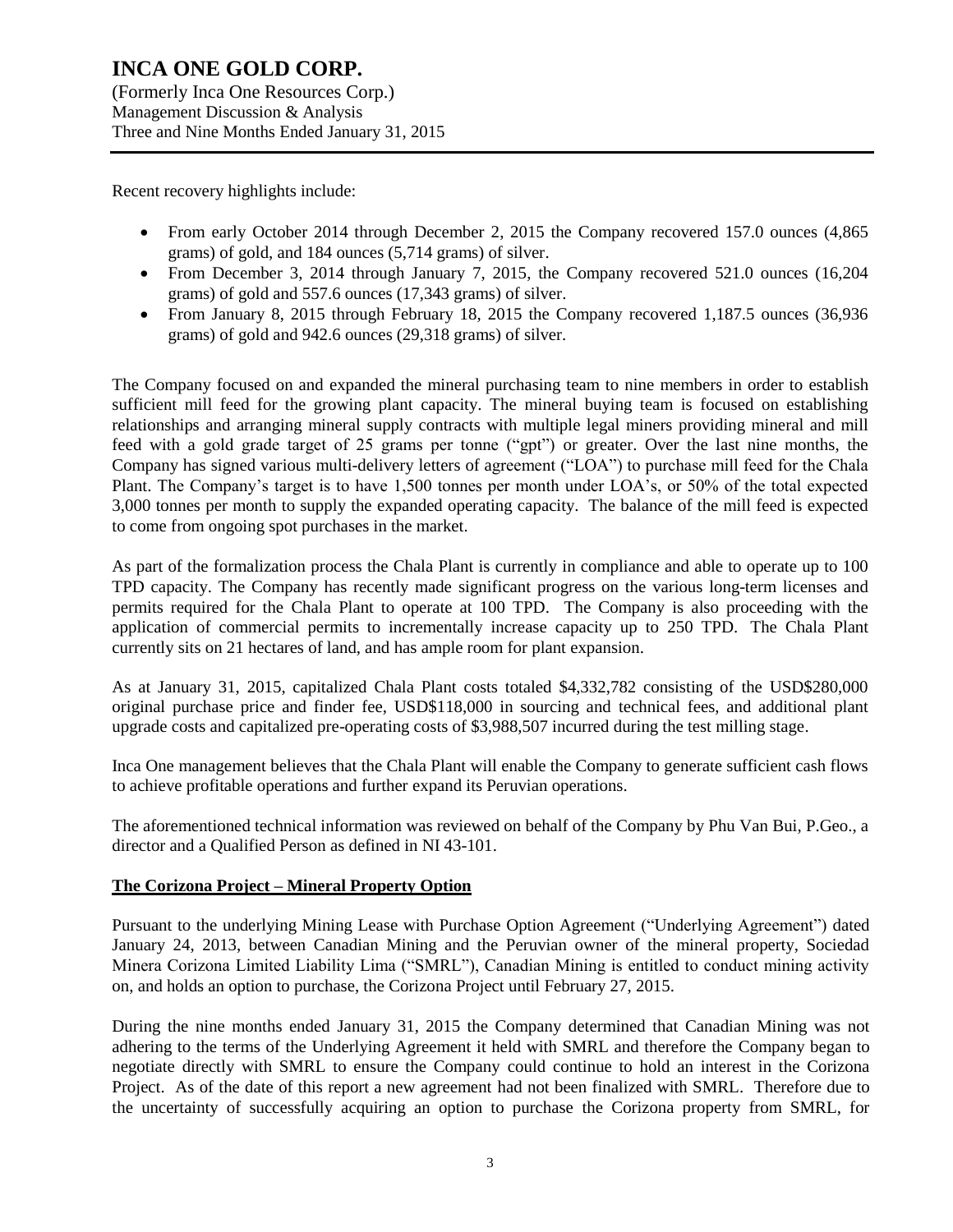Recent recovery highlights include:

- From early October 2014 through December 2, 2015 the Company recovered 157.0 ounces (4,865 grams) of gold, and 184 ounces (5,714 grams) of silver.
- From December 3, 2014 through January 7, 2015, the Company recovered 521.0 ounces (16,204 grams) of gold and 557.6 ounces (17,343 grams) of silver.
- From January 8, 2015 through February 18, 2015 the Company recovered 1,187.5 ounces (36,936 grams) of gold and 942.6 ounces (29,318 grams) of silver.

The Company focused on and expanded the mineral purchasing team to nine members in order to establish sufficient mill feed for the growing plant capacity. The mineral buying team is focused on establishing relationships and arranging mineral supply contracts with multiple legal miners providing mineral and mill feed with a gold grade target of 25 grams per tonne ("gpt") or greater. Over the last nine months, the Company has signed various multi-delivery letters of agreement ("LOA") to purchase mill feed for the Chala Plant. The Company's target is to have 1,500 tonnes per month under LOA's, or 50% of the total expected 3,000 tonnes per month to supply the expanded operating capacity. The balance of the mill feed is expected to come from ongoing spot purchases in the market.

As part of the formalization process the Chala Plant is currently in compliance and able to operate up to 100 TPD capacity. The Company has recently made significant progress on the various long-term licenses and permits required for the Chala Plant to operate at 100 TPD. The Company is also proceeding with the application of commercial permits to incrementally increase capacity up to 250 TPD. The Chala Plant currently sits on 21 hectares of land, and has ample room for plant expansion.

As at January 31, 2015, capitalized Chala Plant costs totaled $4,332,782 consisting of the USD$280,000 original purchase price and finder fee, USD$118,000 in sourcing and technical fees, and additional plant upgrade costs and capitalized pre-operating costs of $3,988,507 incurred during the test milling stage.

Inca One management believes that the Chala Plant will enable the Company to generate sufficient cash flows to achieve profitable operations and further expand its Peruvian operations.

The aforementioned technical information was reviewed on behalf of the Company by Phu Van Bui, P.Geo., a director and a Qualified Person as defined in NI 43-101.

## The Corizona Project – Mineral Property Option

Pursuant to the underlying Mining Lease with Purchase Option Agreement ("Underlying Agreement") dated January 24, 2013, between Canadian Mining and the Peruvian owner of the mineral property, Sociedad Minera Corizona Limited Liability Lima ("SMRL"), Canadian Mining is entitled to conduct mining activity on, and holds an option to purchase, the Corizona Project until February 27, 2015.

During the nine months ended January 31, 2015 the Company determined that Canadian Mining was not adhering to the terms of the Underlying Agreement it held with SMRL and therefore the Company began to negotiate directly with SMRL to ensure the Company could continue to hold an interest in the Corizona Project. As of the date of this report a new agreement had not been finalized with SMRL. Therefore due to the uncertainty of successfully acquiring an option to purchase the Corizona property from SMRL, for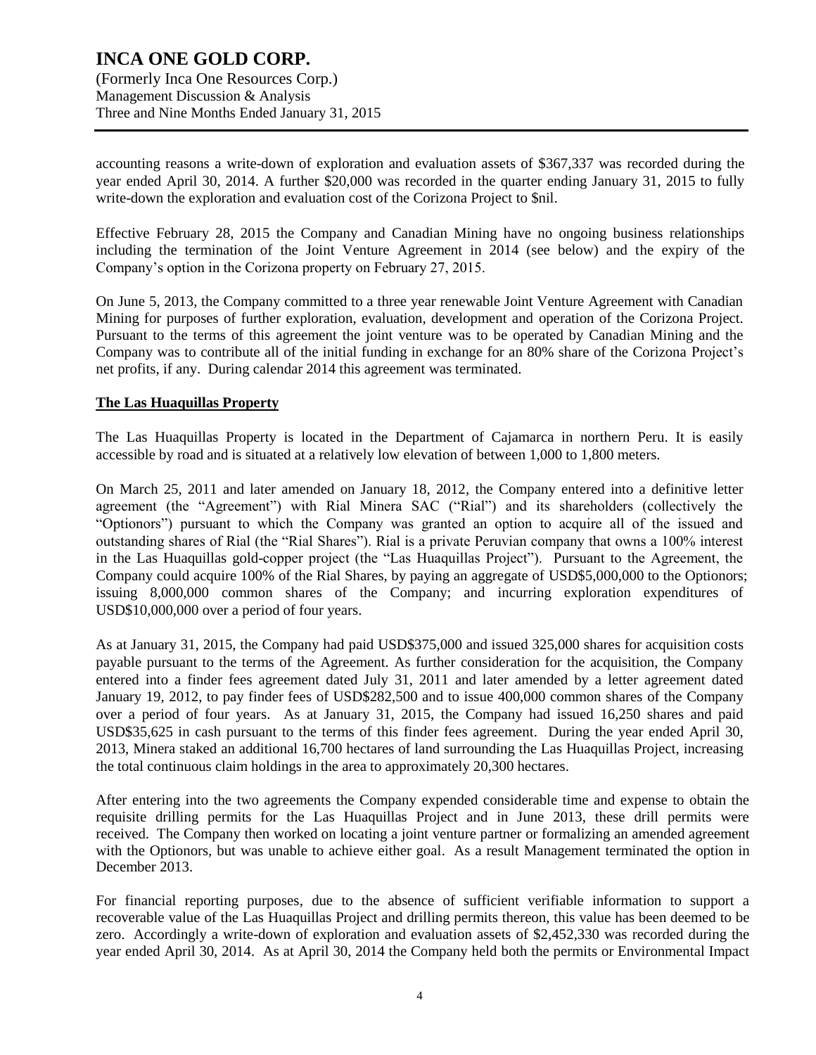accounting reasons a write-down of exploration and evaluation assets of $367,337 was recorded during the year ended April 30, 2014. A further $20,000 was recorded in the quarter ending January 31, 2015 to fully write-down the exploration and evaluation cost of the Corizona Project to $nil.

Effective February 28, 2015 the Company and Canadian Mining have no ongoing business relationships including the termination of the Joint Venture Agreement in 2014 (see below) and the expiry of the Company's option in the Corizona property on February 27, 2015.

On June 5, 2013, the Company committed to a three year renewable Joint Venture Agreement with Canadian Mining for purposes of further exploration, evaluation, development and operation of the Corizona Project. Pursuant to the terms of this agreement the joint venture was to be operated by Canadian Mining and the Company was to contribute all of the initial funding in exchange for an 80% share of the Corizona Project's net profits, if any. During calendar 2014 this agreement was terminated.

## The Las Huaquillas Property

The Las Huaquillas Property is located in the Department of Cajamarca in northern Peru. It is easily accessible by road and is situated at a relatively low elevation of between 1,000 to 1,800 meters.

On March 25, 2011 and later amended on January 18, 2012, the Company entered into a definitive letter agreement (the "Agreement") with Rial Minera SAC ("Rial") and its shareholders (collectively the "Optionors") pursuant to which the Company was granted an option to acquire all of the issued and outstanding shares of Rial (the "Rial Shares"). Rial is a private Peruvian company that owns a 100% interest in the Las Huaquillas gold-copper project (the "Las Huaquillas Project"). Pursuant to the Agreement, the Company could acquire 100% of the Rial Shares, by paying an aggregate of USD$5,000,000 to the Optionors; issuing 8,000,000 common shares of the Company; and incurring exploration expenditures of USD$10,000,000 over a period of four years.

As at January 31, 2015, the Company had paid USD$375,000 and issued 325,000 shares for acquisition costs payable pursuant to the terms of the Agreement. As further consideration for the acquisition, the Company entered into a finder fees agreement dated July 31, 2011 and later amended by a letter agreement dated January 19, 2012, to pay finder fees of USD$282,500 and to issue 400,000 common shares of the Company over a period of four years. As at January 31, 2015, the Company had issued 16,250 shares and paid USD$35,625 in cash pursuant to the terms of this finder fees agreement. During the year ended April 30, 2013, Minera staked an additional 16,700 hectares of land surrounding the Las Huaquillas Project, increasing the total continuous claim holdings in the area to approximately 20,300 hectares.

After entering into the two agreements the Company expended considerable time and expense to obtain the requisite drilling permits for the Las Huaquillas Project and in June 2013, these drill permits were received. The Company then worked on locating a joint venture partner or formalizing an amended agreement with the Optionors, but was unable to achieve either goal. As a result Management terminated the option in December 2013.

For financial reporting purposes, due to the absence of sufficient verifiable information to support a recoverable value of the Las Huaquillas Project and drilling permits thereon, this value has been deemed to be zero. Accordingly a write-down of exploration and evaluation assets of $2,452,330 was recorded during the year ended April 30, 2014. As at April 30, 2014 the Company held both the permits or Environmental Impact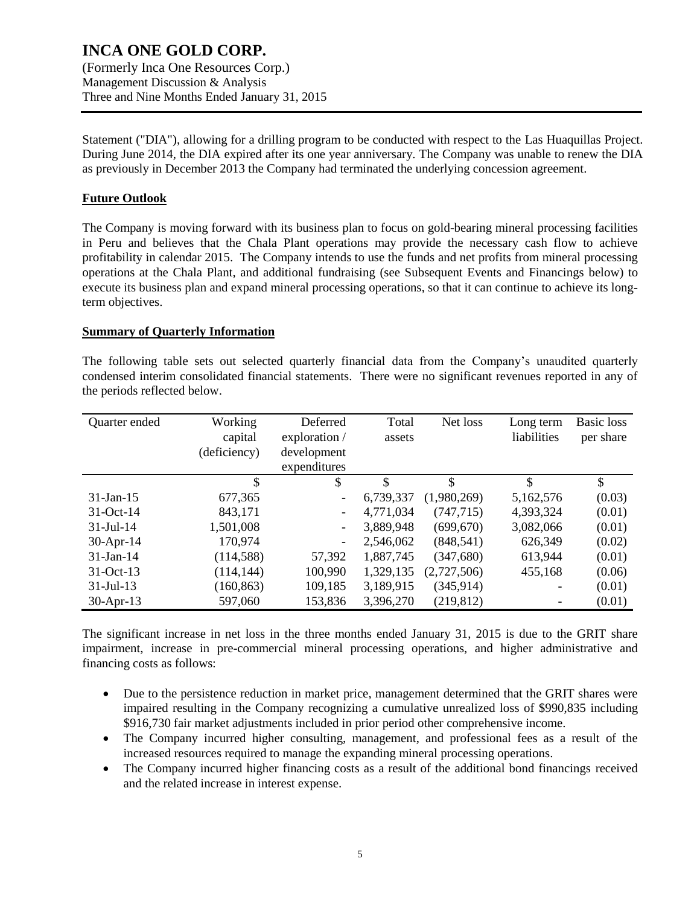Statement ("DIA"), allowing for a drilling program to be conducted with respect to the Las Huaquillas Project. During June 2014, the DIA expired after its one year anniversary. The Company was unable to renew the DIA as previously in December 2013 the Company had terminated the underlying concession agreement.

## Future Outlook

The Company is moving forward with its business plan to focus on gold-bearing mineral processing facilities in Peru and believes that the Chala Plant operations may provide the necessary cash flow to achieve profitability in calendar 2015. The Company intends to use the funds and net profits from mineral processing operations at the Chala Plant, and additional fundraising (see Subsequent Events and Financings below) to execute its business plan and expand mineral processing operations, so that it can continue to achieve its long-term objectives.

## Summary of Quarterly Information

The following table sets out selected quarterly financial data from the Company's unaudited quarterly condensed interim consolidated financial statements. There were no significant revenues reported in any of the periods reflected below.

| Quarter ended | Working capital (deficiency) | Deferred exploration / development expenditures | Total assets | Net loss | Long term liabilities | Basic loss per share |
|---|---|---|---|---|---|---|
| | $ | $ | $ | $ | $ | $ |
| 31-Jan-15 | 677,365 | - | 6,739,337 | (1,980,269) | 5,162,576 | (0.03) |
| 31-Oct-14 | 843,171 | - | 4,771,034 | (747,715) | 4,393,324 | (0.01) |
| 31-Jul-14 | 1,501,008 | - | 3,889,948 | (699,670) | 3,082,066 | (0.01) |
| 30-Apr-14 | 170,974 | - | 2,546,062 | (848,541) | 626,349 | (0.02) |
| 31-Jan-14 | (114,588) | 57,392 | 1,887,745 | (347,680) | 613,944 | (0.01) |
| 31-Oct-13 | (114,144) | 100,990 | 1,329,135 | (2,727,506) | 455,168 | (0.06) |
| 31-Jul-13 | (160,863) | 109,185 | 3,189,915 | (345,914) | - | (0.01) |
| 30-Apr-13 | 597,060 | 153,836 | 3,396,270 | (219,812) | - | (0.01) |

The significant increase in net loss in the three months ended January 31, 2015 is due to the GRIT share impairment, increase in pre-commercial mineral processing operations, and higher administrative and financing costs as follows:

- Due to the persistence reduction in market price, management determined that the GRIT shares were impaired resulting in the Company recognizing a cumulative unrealized loss of $990,835 including $916,730 fair market adjustments included in prior period other comprehensive income.
- The Company incurred higher consulting, management, and professional fees as a result of the increased resources required to manage the expanding mineral processing operations.
- The Company incurred higher financing costs as a result of the additional bond financings received and the related increase in interest expense.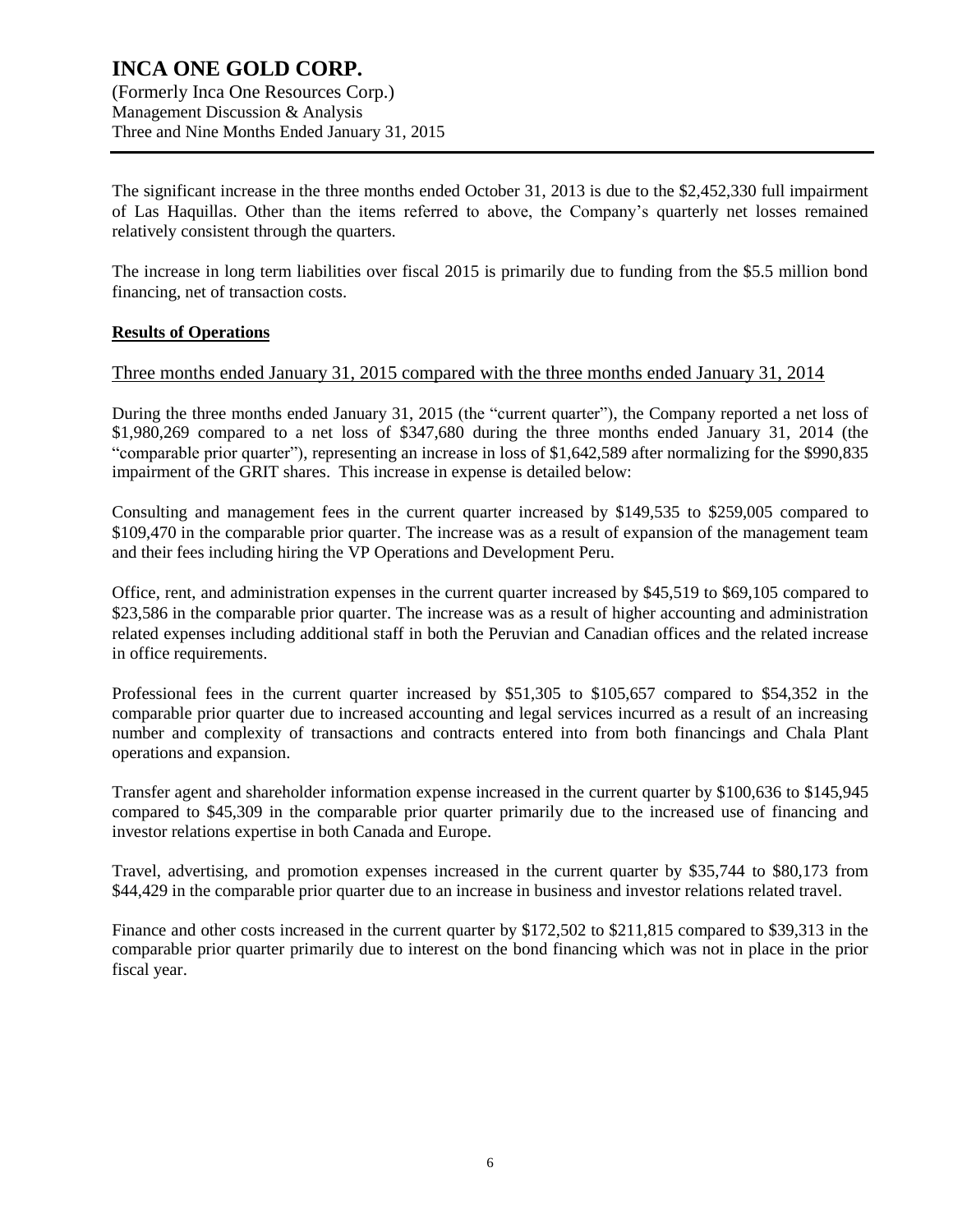The significant increase in the three months ended October 31, 2013 is due to the $2,452,330 full impairment of Las Haquillas. Other than the items referred to above, the Company's quarterly net losses remained relatively consistent through the quarters.

The increase in long term liabilities over fiscal 2015 is primarily due to funding from the $5.5 million bond financing, net of transaction costs.

## **Results of Operations**

### Three months ended January 31, 2015 compared with the three months ended January 31, 2014

During the three months ended January 31, 2015 (the "current quarter"), the Company reported a net loss of $1,980,269 compared to a net loss of $347,680 during the three months ended January 31, 2014 (the "comparable prior quarter"), representing an increase in loss of $1,642,589 after normalizing for the $990,835 impairment of the GRIT shares. This increase in expense is detailed below:

Consulting and management fees in the current quarter increased by $149,535 to $259,005 compared to $109,470 in the comparable prior quarter. The increase was as a result of expansion of the management team and their fees including hiring the VP Operations and Development Peru.

Office, rent, and administration expenses in the current quarter increased by $45,519 to $69,105 compared to $23,586 in the comparable prior quarter. The increase was as a result of higher accounting and administration related expenses including additional staff in both the Peruvian and Canadian offices and the related increase in office requirements.

Professional fees in the current quarter increased by $51,305 to $105,657 compared to $54,352 in the comparable prior quarter due to increased accounting and legal services incurred as a result of an increasing number and complexity of transactions and contracts entered into from both financings and Chala Plant operations and expansion.

Transfer agent and shareholder information expense increased in the current quarter by $100,636 to $145,945 compared to $45,309 in the comparable prior quarter primarily due to the increased use of financing and investor relations expertise in both Canada and Europe.

Travel, advertising, and promotion expenses increased in the current quarter by $35,744 to $80,173 from $44,429 in the comparable prior quarter due to an increase in business and investor relations related travel.

Finance and other costs increased in the current quarter by $172,502 to $211,815 compared to $39,313 in the comparable prior quarter primarily due to interest on the bond financing which was not in place in the prior fiscal year.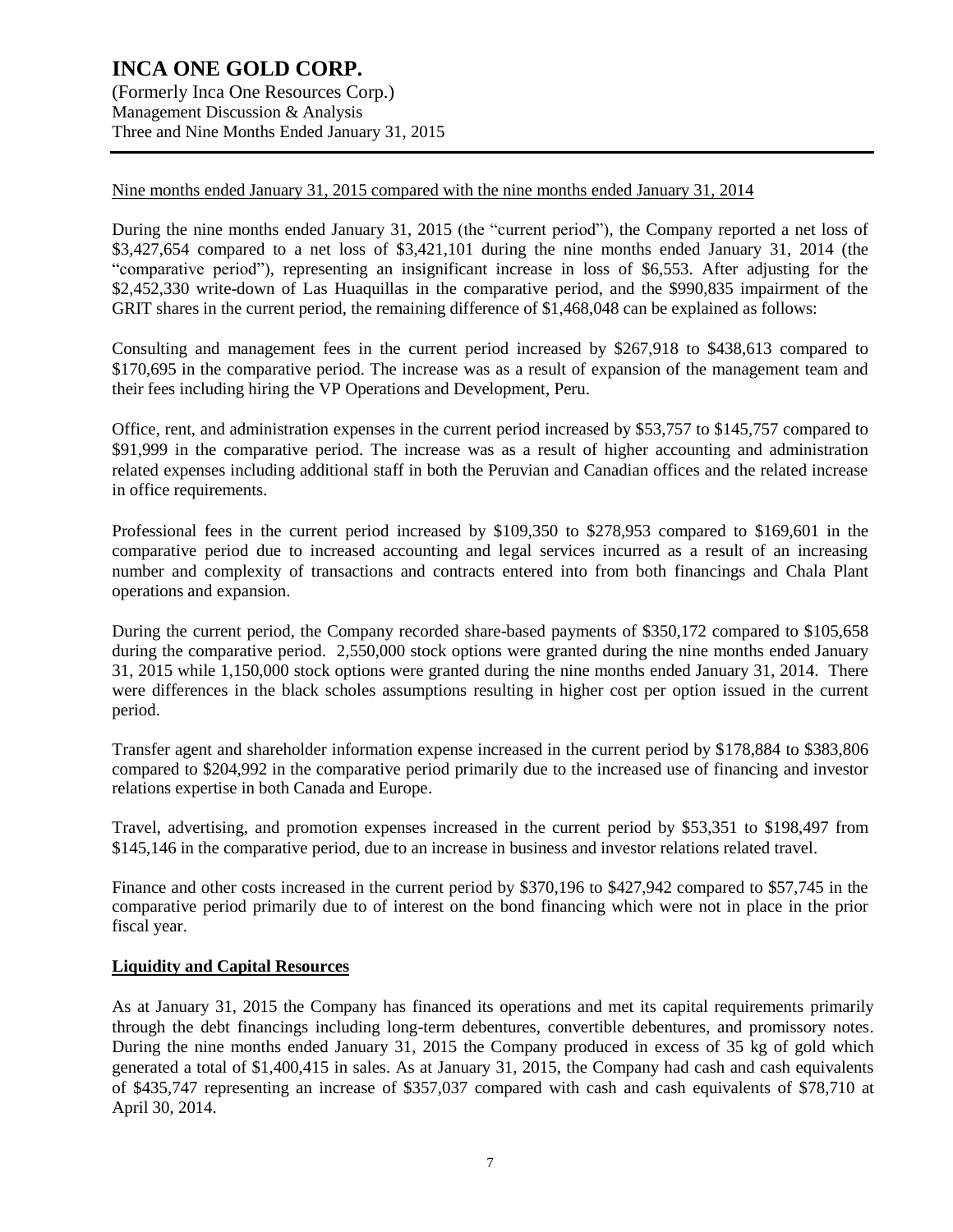Nine months ended January 31, 2015 compared with the nine months ended January 31, 2014

During the nine months ended January 31, 2015 (the "current period"), the Company reported a net loss of \$3,427,654 compared to a net loss of \$3,421,101 during the nine months ended January 31, 2014 (the "comparative period"), representing an insignificant increase in loss of \$6,553. After adjusting for the \$2,452,330 write-down of Las Huaquillas in the comparative period, and the \$990,835 impairment of the GRIT shares in the current period, the remaining difference of \$1,468,048 can be explained as follows:

Consulting and management fees in the current period increased by \$267,918 to \$438,613 compared to \$170,695 in the comparative period. The increase was as a result of expansion of the management team and their fees including hiring the VP Operations and Development, Peru.

Office, rent, and administration expenses in the current period increased by \$53,757 to \$145,757 compared to \$91,999 in the comparative period. The increase was as a result of higher accounting and administration related expenses including additional staff in both the Peruvian and Canadian offices and the related increase in office requirements.

Professional fees in the current period increased by \$109,350 to \$278,953 compared to \$169,601 in the comparative period due to increased accounting and legal services incurred as a result of an increasing number and complexity of transactions and contracts entered into from both financings and Chala Plant operations and expansion.

During the current period, the Company recorded share-based payments of \$350,172 compared to \$105,658 during the comparative period. 2,550,000 stock options were granted during the nine months ended January 31, 2015 while 1,150,000 stock options were granted during the nine months ended January 31, 2014. There were differences in the black scholes assumptions resulting in higher cost per option issued in the current period.

Transfer agent and shareholder information expense increased in the current period by \$178,884 to \$383,806 compared to \$204,992 in the comparative period primarily due to the increased use of financing and investor relations expertise in both Canada and Europe.

Travel, advertising, and promotion expenses increased in the current period by \$53,351 to \$198,497 from \$145,146 in the comparative period, due to an increase in business and investor relations related travel.

Finance and other costs increased in the current period by \$370,196 to \$427,942 compared to \$57,745 in the comparative period primarily due to of interest on the bond financing which were not in place in the prior fiscal year.

## **Liquidity and Capital Resources**

As at January 31, 2015 the Company has financed its operations and met its capital requirements primarily through the debt financings including long-term debentures, convertible debentures, and promissory notes. During the nine months ended January 31, 2015 the Company produced in excess of 35 kg of gold which generated a total of \$1,400,415 in sales. As at January 31, 2015, the Company had cash and cash equivalents of \$435,747 representing an increase of \$357,037 compared with cash and cash equivalents of \$78,710 at April 30, 2014.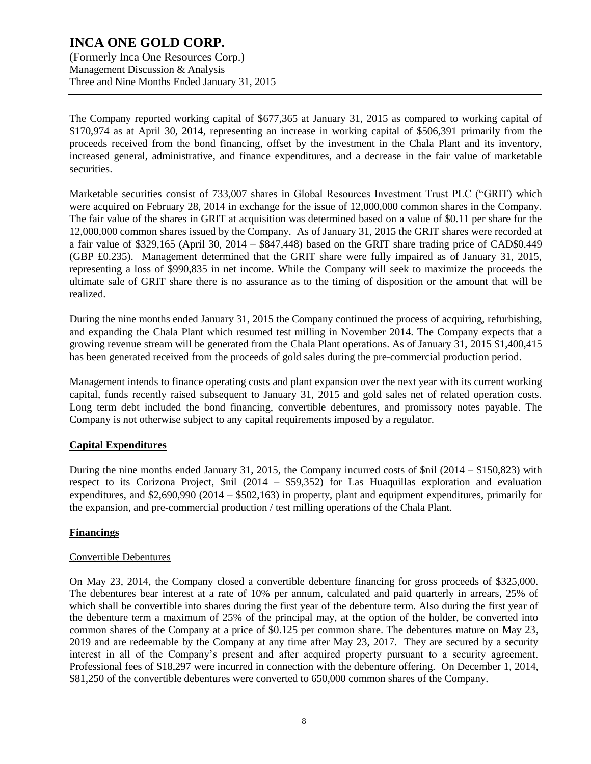The Company reported working capital of $677,365 at January 31, 2015 as compared to working capital of $170,974 as at April 30, 2014, representing an increase in working capital of $506,391 primarily from the proceeds received from the bond financing, offset by the investment in the Chala Plant and its inventory, increased general, administrative, and finance expenditures, and a decrease in the fair value of marketable securities.

Marketable securities consist of 733,007 shares in Global Resources Investment Trust PLC ("GRIT) which were acquired on February 28, 2014 in exchange for the issue of 12,000,000 common shares in the Company. The fair value of the shares in GRIT at acquisition was determined based on a value of $0.11 per share for the 12,000,000 common shares issued by the Company. As of January 31, 2015 the GRIT shares were recorded at a fair value of $329,165 (April 30, 2014 – $847,448) based on the GRIT share trading price of CAD$0.449 (GBP £0.235). Management determined that the GRIT share were fully impaired as of January 31, 2015, representing a loss of $990,835 in net income. While the Company will seek to maximize the proceeds the ultimate sale of GRIT share there is no assurance as to the timing of disposition or the amount that will be realized.

During the nine months ended January 31, 2015 the Company continued the process of acquiring, refurbishing, and expanding the Chala Plant which resumed test milling in November 2014. The Company expects that a growing revenue stream will be generated from the Chala Plant operations. As of January 31, 2015 $1,400,415 has been generated received from the proceeds of gold sales during the pre-commercial production period.

Management intends to finance operating costs and plant expansion over the next year with its current working capital, funds recently raised subsequent to January 31, 2015 and gold sales net of related operation costs. Long term debt included the bond financing, convertible debentures, and promissory notes payable. The Company is not otherwise subject to any capital requirements imposed by a regulator.

## Capital Expenditures

During the nine months ended January 31, 2015, the Company incurred costs of $nil (2014 – $150,823) with respect to its Corizona Project, $nil (2014 – $59,352) for Las Huaquillas exploration and evaluation expenditures, and $2,690,990 (2014 – $502,163) in property, plant and equipment expenditures, primarily for the expansion, and pre-commercial production / test milling operations of the Chala Plant.

## Financings

### Convertible Debentures

On May 23, 2014, the Company closed a convertible debenture financing for gross proceeds of $325,000. The debentures bear interest at a rate of 10% per annum, calculated and paid quarterly in arrears, 25% of which shall be convertible into shares during the first year of the debenture term. Also during the first year of the debenture term a maximum of 25% of the principal may, at the option of the holder, be converted into common shares of the Company at a price of $0.125 per common share. The debentures mature on May 23, 2019 and are redeemable by the Company at any time after May 23, 2017. They are secured by a security interest in all of the Company's present and after acquired property pursuant to a security agreement. Professional fees of $18,297 were incurred in connection with the debenture offering. On December 1, 2014, $81,250 of the convertible debentures were converted to 650,000 common shares of the Company.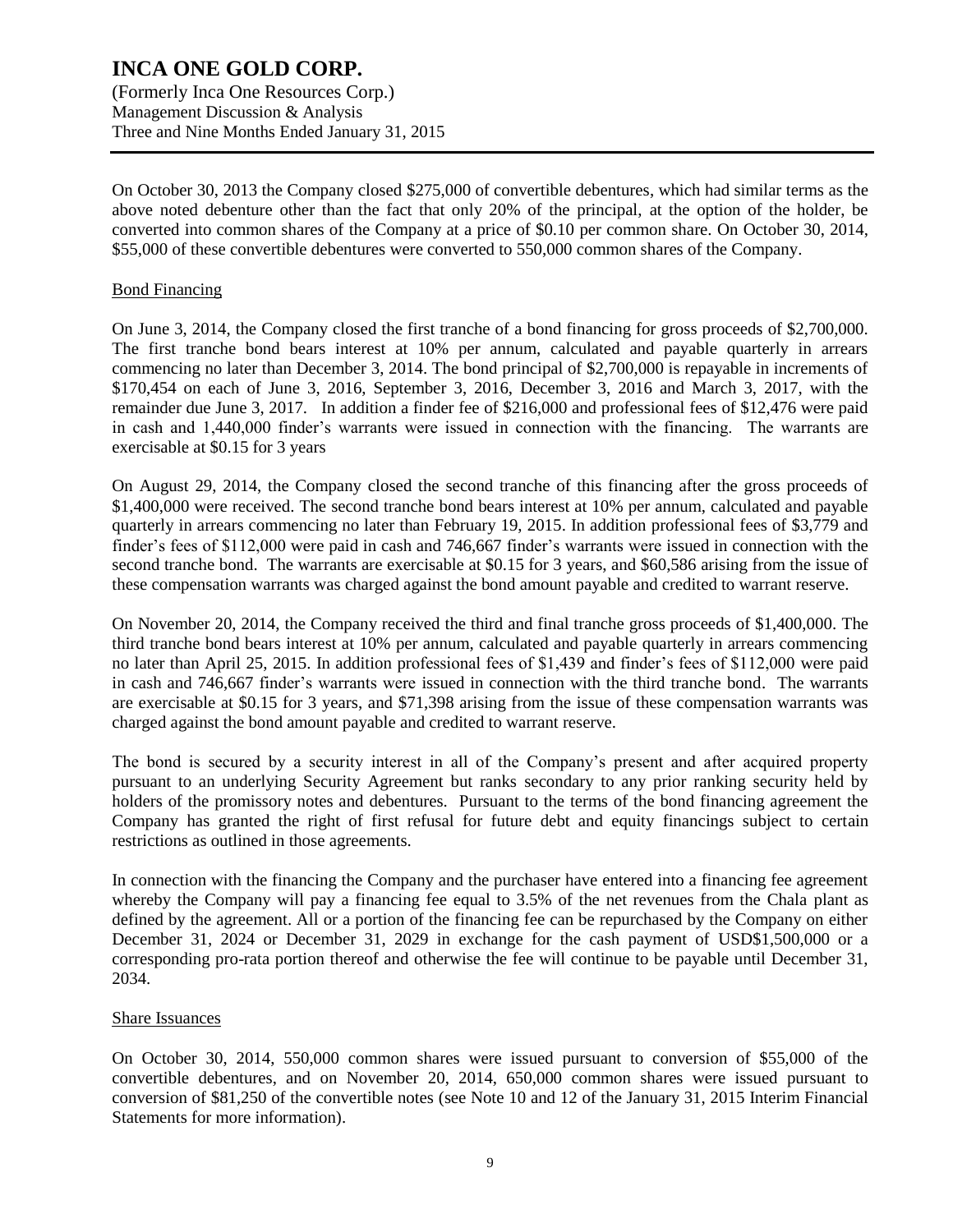On October 30, 2013 the Company closed $275,000 of convertible debentures, which had similar terms as the above noted debenture other than the fact that only 20% of the principal, at the option of the holder, be converted into common shares of the Company at a price of $0.10 per common share. On October 30, 2014, $55,000 of these convertible debentures were converted to 550,000 common shares of the Company.

## Bond Financing

On June 3, 2014, the Company closed the first tranche of a bond financing for gross proceeds of $2,700,000. The first tranche bond bears interest at 10% per annum, calculated and payable quarterly in arrears commencing no later than December 3, 2014. The bond principal of $2,700,000 is repayable in increments of $170,454 on each of June 3, 2016, September 3, 2016, December 3, 2016 and March 3, 2017, with the remainder due June 3, 2017. In addition a finder fee of $216,000 and professional fees of $12,476 were paid in cash and 1,440,000 finder's warrants were issued in connection with the financing. The warrants are exercisable at $0.15 for 3 years

On August 29, 2014, the Company closed the second tranche of this financing after the gross proceeds of $1,400,000 were received. The second tranche bond bears interest at 10% per annum, calculated and payable quarterly in arrears commencing no later than February 19, 2015. In addition professional fees of $3,779 and finder's fees of $112,000 were paid in cash and 746,667 finder's warrants were issued in connection with the second tranche bond. The warrants are exercisable at $0.15 for 3 years, and $60,586 arising from the issue of these compensation warrants was charged against the bond amount payable and credited to warrant reserve.

On November 20, 2014, the Company received the third and final tranche gross proceeds of $1,400,000. The third tranche bond bears interest at 10% per annum, calculated and payable quarterly in arrears commencing no later than April 25, 2015. In addition professional fees of $1,439 and finder's fees of $112,000 were paid in cash and 746,667 finder's warrants were issued in connection with the third tranche bond. The warrants are exercisable at $0.15 for 3 years, and $71,398 arising from the issue of these compensation warrants was charged against the bond amount payable and credited to warrant reserve.

The bond is secured by a security interest in all of the Company's present and after acquired property pursuant to an underlying Security Agreement but ranks secondary to any prior ranking security held by holders of the promissory notes and debentures. Pursuant to the terms of the bond financing agreement the Company has granted the right of first refusal for future debt and equity financings subject to certain restrictions as outlined in those agreements.

In connection with the financing the Company and the purchaser have entered into a financing fee agreement whereby the Company will pay a financing fee equal to 3.5% of the net revenues from the Chala plant as defined by the agreement. All or a portion of the financing fee can be repurchased by the Company on either December 31, 2024 or December 31, 2029 in exchange for the cash payment of USD$1,500,000 or a corresponding pro-rata portion thereof and otherwise the fee will continue to be payable until December 31, 2034.

## Share Issuances

On October 30, 2014, 550,000 common shares were issued pursuant to conversion of $55,000 of the convertible debentures, and on November 20, 2014, 650,000 common shares were issued pursuant to conversion of $81,250 of the convertible notes (see Note 10 and 12 of the January 31, 2015 Interim Financial Statements for more information).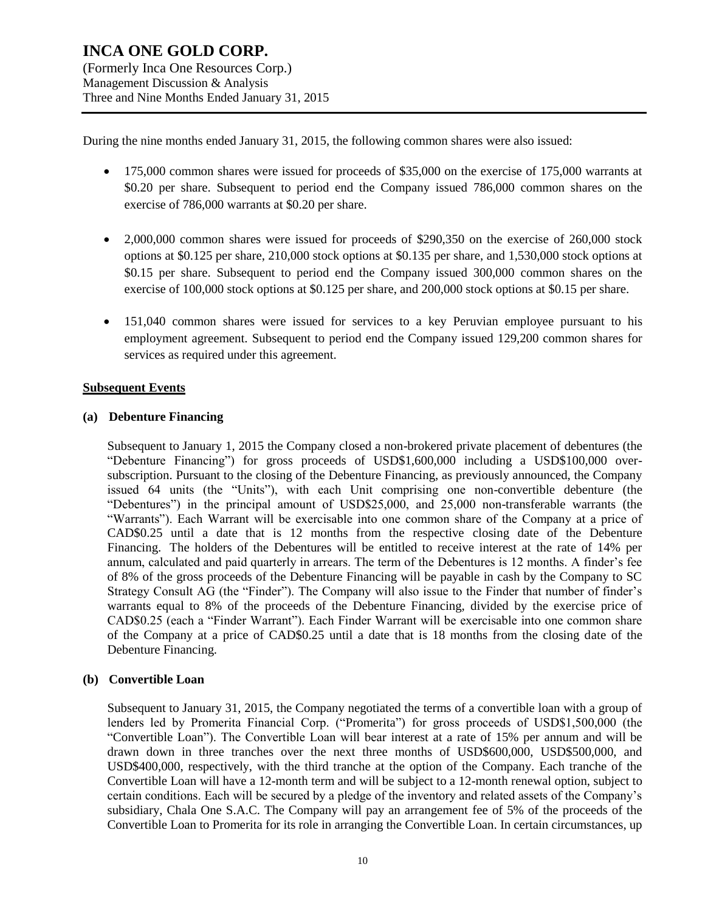During the nine months ended January 31, 2015, the following common shares were also issued:

- 175,000 common shares were issued for proceeds of $35,000 on the exercise of 175,000 warrants at $0.20 per share. Subsequent to period end the Company issued 786,000 common shares on the exercise of 786,000 warrants at $0.20 per share.

- 2,000,000 common shares were issued for proceeds of $290,350 on the exercise of 260,000 stock options at $0.125 per share, 210,000 stock options at $0.135 per share, and 1,530,000 stock options at $0.15 per share. Subsequent to period end the Company issued 300,000 common shares on the exercise of 100,000 stock options at $0.125 per share, and 200,000 stock options at $0.15 per share.

- 151,040 common shares were issued for services to a key Peruvian employee pursuant to his employment agreement. Subsequent to period end the Company issued 129,200 common shares for services as required under this agreement.

## Subsequent Events

### (a) Debenture Financing

Subsequent to January 1, 2015 the Company closed a non-brokered private placement of debentures (the "Debenture Financing") for gross proceeds of USD$1,600,000 including a USD$100,000 over-subscription. Pursuant to the closing of the Debenture Financing, as previously announced, the Company issued 64 units (the "Units"), with each Unit comprising one non-convertible debenture (the "Debentures") in the principal amount of USD$25,000, and 25,000 non-transferable warrants (the "Warrants"). Each Warrant will be exercisable into one common share of the Company at a price of CAD$0.25 until a date that is 12 months from the respective closing date of the Debenture Financing. The holders of the Debentures will be entitled to receive interest at the rate of 14% per annum, calculated and paid quarterly in arrears. The term of the Debentures is 12 months. A finder's fee of 8% of the gross proceeds of the Debenture Financing will be payable in cash by the Company to SC Strategy Consult AG (the "Finder"). The Company will also issue to the Finder that number of finder's warrants equal to 8% of the proceeds of the Debenture Financing, divided by the exercise price of CAD$0.25 (each a "Finder Warrant"). Each Finder Warrant will be exercisable into one common share of the Company at a price of CAD$0.25 until a date that is 18 months from the closing date of the Debenture Financing.

### (b) Convertible Loan

Subsequent to January 31, 2015, the Company negotiated the terms of a convertible loan with a group of lenders led by Promerita Financial Corp. ("Promerita") for gross proceeds of USD$1,500,000 (the "Convertible Loan"). The Convertible Loan will bear interest at a rate of 15% per annum and will be drawn down in three tranches over the next three months of USD$600,000, USD$500,000, and USD$400,000, respectively, with the third tranche at the option of the Company. Each tranche of the Convertible Loan will have a 12-month term and will be subject to a 12-month renewal option, subject to certain conditions. Each will be secured by a pledge of the inventory and related assets of the Company's subsidiary, Chala One S.A.C. The Company will pay an arrangement fee of 5% of the proceeds of the Convertible Loan to Promerita for its role in arranging the Convertible Loan. In certain circumstances, up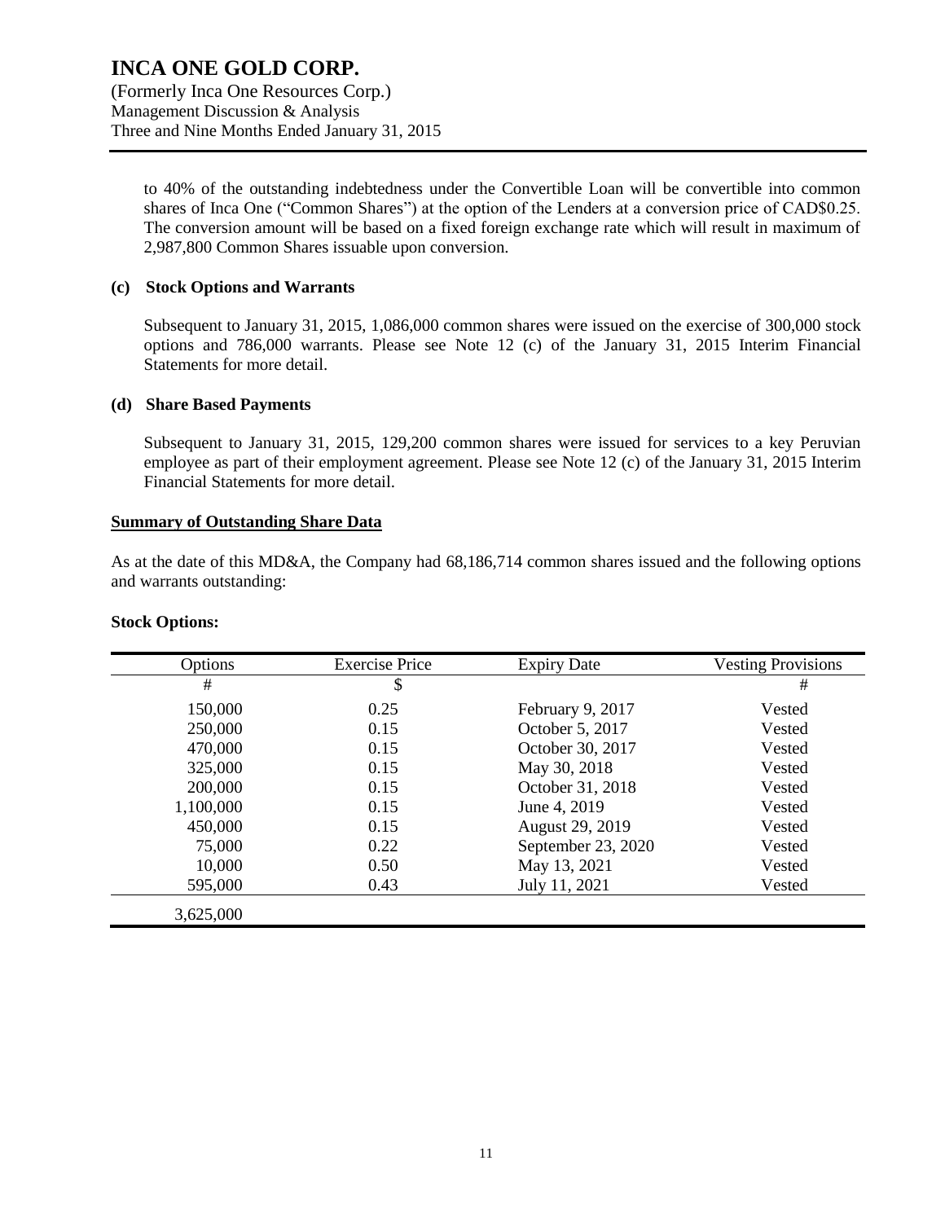to 40% of the outstanding indebtedness under the Convertible Loan will be convertible into common shares of Inca One ("Common Shares") at the option of the Lenders at a conversion price of CAD$0.25. The conversion amount will be based on a fixed foreign exchange rate which will result in maximum of 2,987,800 Common Shares issuable upon conversion.

**(c) Stock Options and Warrants**

Subsequent to January 31, 2015, 1,086,000 common shares were issued on the exercise of 300,000 stock options and 786,000 warrants. Please see Note 12 (c) of the January 31, 2015 Interim Financial Statements for more detail.

**(d) Share Based Payments**

Subsequent to January 31, 2015, 129,200 common shares were issued for services to a key Peruvian employee as part of their employment agreement. Please see Note 12 (c) of the January 31, 2015 Interim Financial Statements for more detail.

**Summary of Outstanding Share Data**

As at the date of this MD&A, the Company had 68,186,714 common shares issued and the following options and warrants outstanding:

**Stock Options:**

| Options | Exercise Price | Expiry Date | Vesting Provisions |
|---|---|---|---|
| # | $ | | # |
| 150,000 | 0.25 | February 9, 2017 | Vested |
| 250,000 | 0.15 | October 5, 2017 | Vested |
| 470,000 | 0.15 | October 30, 2017 | Vested |
| 325,000 | 0.15 | May 30, 2018 | Vested |
| 200,000 | 0.15 | October 31, 2018 | Vested |
| 1,100,000 | 0.15 | June 4, 2019 | Vested |
| 450,000 | 0.15 | August 29, 2019 | Vested |
| 75,000 | 0.22 | September 23, 2020 | Vested |
| 10,000 | 0.50 | May 13, 2021 | Vested |
| 595,000 | 0.43 | July 11, 2021 | Vested |
| 3,625,000 | | | |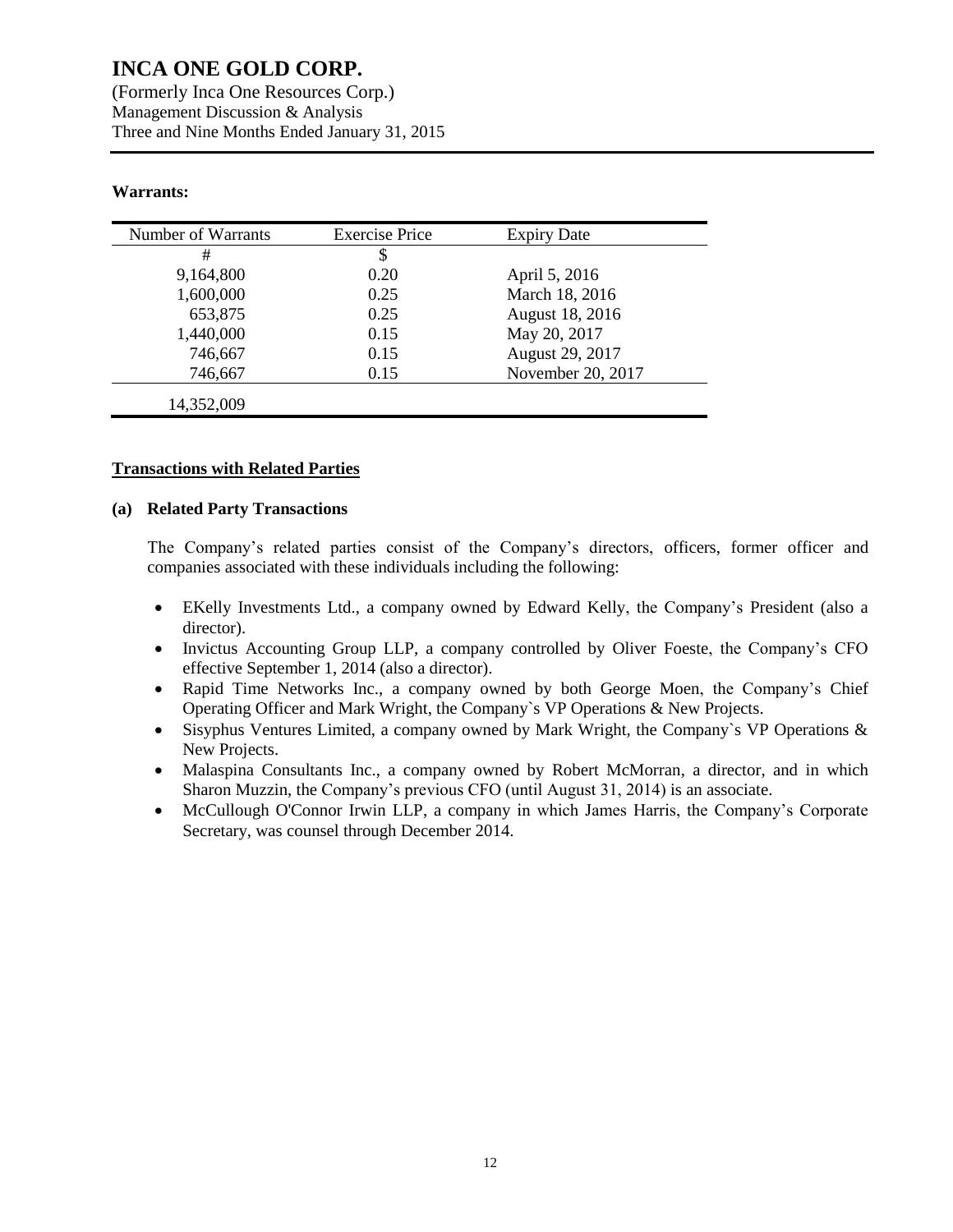**Warrants:**

| Number of Warrants | Exercise Price | Expiry Date |
|---|---|---|
| # | $ | |
| 9,164,800 | 0.20 | April 5, 2016 |
| 1,600,000 | 0.25 | March 18, 2016 |
| 653,875 | 0.25 | August 18, 2016 |
| 1,440,000 | 0.15 | May 20, 2017 |
| 746,667 | 0.15 | August 29, 2017 |
| 746,667 | 0.15 | November 20, 2017 |
| 14,352,009 | | |

## Transactions with Related Parties

**(a) Related Party Transactions**

The Company's related parties consist of the Company's directors, officers, former officer and companies associated with these individuals including the following:

- EKelly Investments Ltd., a company owned by Edward Kelly, the Company's President (also a director).
- Invictus Accounting Group LLP, a company controlled by Oliver Foeste, the Company's CFO effective September 1, 2014 (also a director).
- Rapid Time Networks Inc., a company owned by both George Moen, the Company's Chief Operating Officer and Mark Wright, the Company`s VP Operations & New Projects.
- Sisyphus Ventures Limited, a company owned by Mark Wright, the Company`s VP Operations & New Projects.
- Malaspina Consultants Inc., a company owned by Robert McMorran, a director, and in which Sharon Muzzin, the Company's previous CFO (until August 31, 2014) is an associate.
- McCullough O'Connor Irwin LLP, a company in which James Harris, the Company's Corporate Secretary, was counsel through December 2014.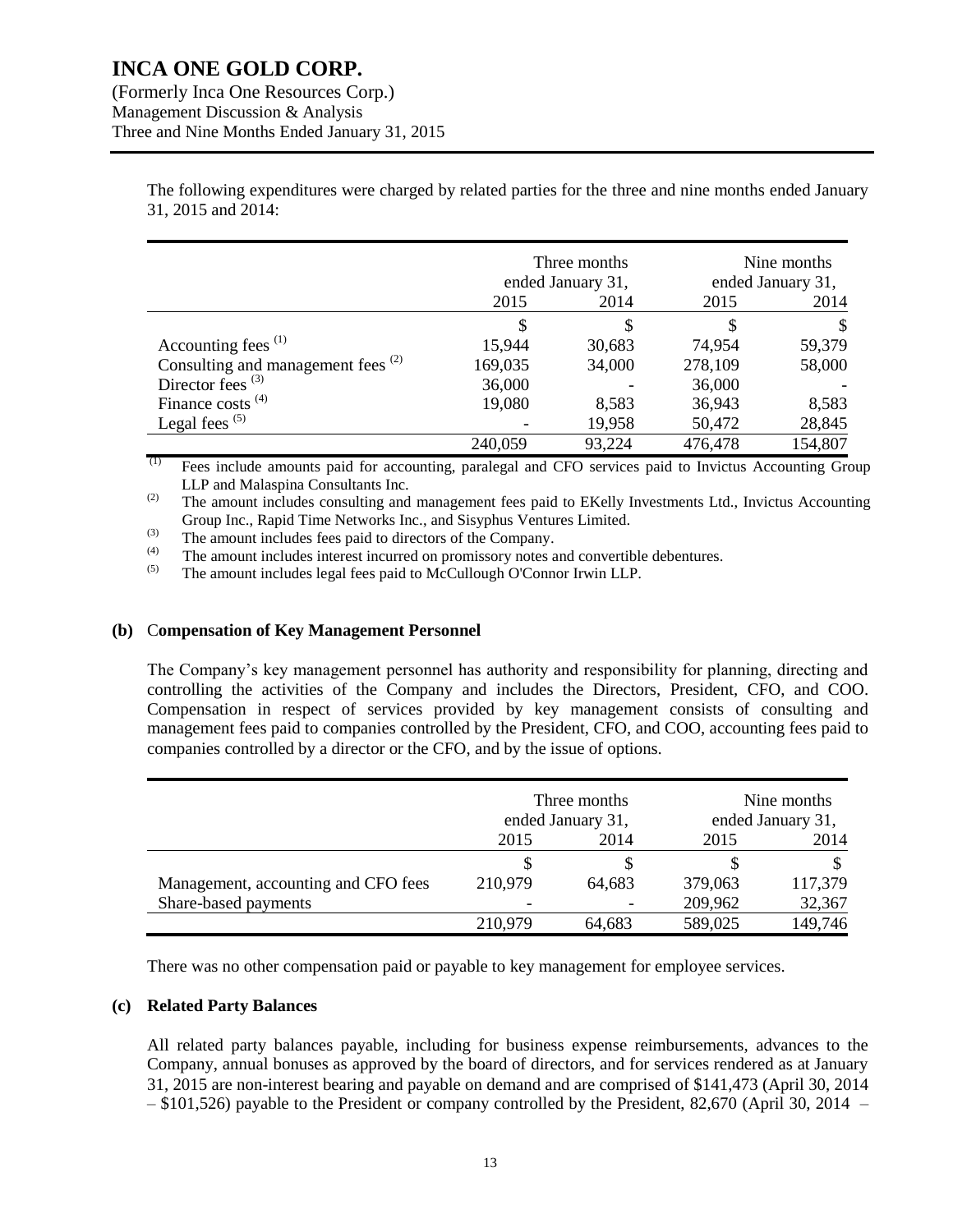The following expenditures were charged by related parties for the three and nine months ended January 31, 2015 and 2014:

| | Three months ended January 31, | | Nine months ended January 31, | |
|---|---|---|---|---|
| | 2015 | 2014 | 2015 | 2014 |
| | $ | $ | $ | $ |
| Accounting fees [(1)] | 15,944 | 30,683 | 74,954 | 59,379 |
| Consulting and management fees [(2)] | 169,035 | 34,000 | 278,109 | 58,000 |
| Director fees [(3)] | 36,000 | - | 36,000 | - |
| Finance costs [(4)] | 19,080 | 8,583 | 36,943 | 8,583 |
| Legal fees [(5)] | - | 19,958 | 50,472 | 28,845 |
| | 240,059 | 93,224 | 476,478 | 154,807 |

[(1)] Fees include amounts paid for accounting, paralegal and CFO services paid to Invictus Accounting Group LLP and Malaspina Consultants Inc.

[(2)] The amount includes consulting and management fees paid to EKelly Investments Ltd., Invictus Accounting Group Inc., Rapid Time Networks Inc., and Sisyphus Ventures Limited.

[(3)] The amount includes fees paid to directors of the Company.

[(4)] The amount includes interest incurred on promissory notes and convertible debentures.

[(5)] The amount includes legal fees paid to McCullough O'Connor Irwin LLP.

### (b) Compensation of Key Management Personnel

The Company's key management personnel has authority and responsibility for planning, directing and controlling the activities of the Company and includes the Directors, President, CFO, and COO. Compensation in respect of services provided by key management consists of consulting and management fees paid to companies controlled by the President, CFO, and COO, accounting fees paid to companies controlled by a director or the CFO, and by the issue of options.

| | Three months ended January 31, | | Nine months ended January 31, | |
|---|---|---|---|---|
| | 2015 | 2014 | 2015 | 2014 |
| | $ | $ | $ | $ |
| Management, accounting and CFO fees | 210,979 | 64,683 | 379,063 | 117,379 |
| Share-based payments | - | - | 209,962 | 32,367 |
| | 210,979 | 64,683 | 589,025 | 149,746 |

There was no other compensation paid or payable to key management for employee services.

### (c) Related Party Balances

All related party balances payable, including for business expense reimbursements, advances to the Company, annual bonuses as approved by the board of directors, and for services rendered as at January 31, 2015 are non-interest bearing and payable on demand and are comprised of $141,473 (April 30, 2014 – $101,526) payable to the President or company controlled by the President, 82,670 (April 30, 2014 –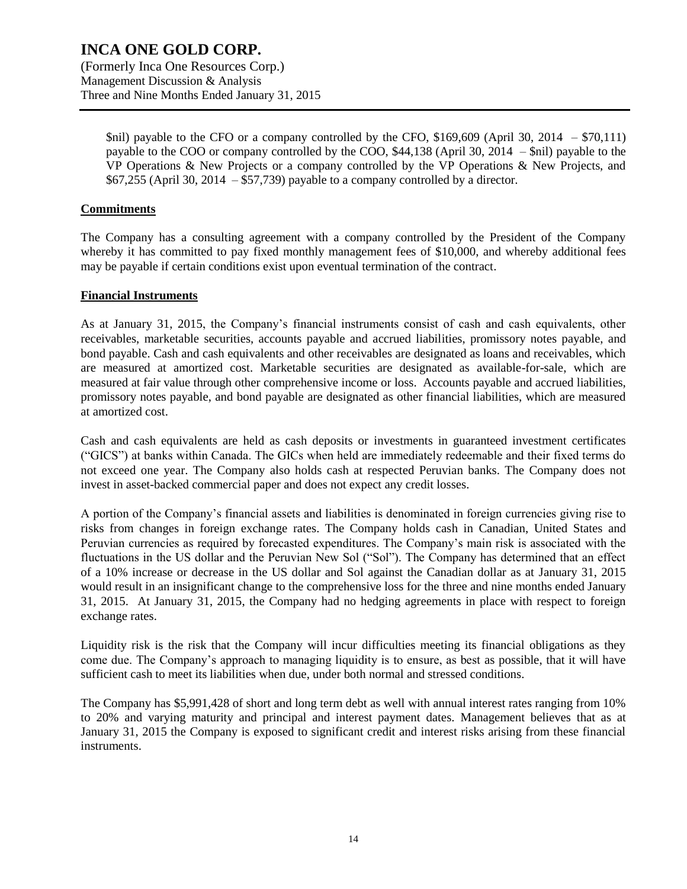$nil) payable to the CFO or a company controlled by the CFO, $169,609 (April 30, 2014 – $70,111) payable to the COO or company controlled by the COO, $44,138 (April 30, 2014 – $nil) payable to the VP Operations & New Projects or a company controlled by the VP Operations & New Projects, and $67,255 (April 30, 2014 – $57,739) payable to a company controlled by a director.

## Commitments

The Company has a consulting agreement with a company controlled by the President of the Company whereby it has committed to pay fixed monthly management fees of $10,000, and whereby additional fees may be payable if certain conditions exist upon eventual termination of the contract.

## Financial Instruments

As at January 31, 2015, the Company's financial instruments consist of cash and cash equivalents, other receivables, marketable securities, accounts payable and accrued liabilities, promissory notes payable, and bond payable. Cash and cash equivalents and other receivables are designated as loans and receivables, which are measured at amortized cost. Marketable securities are designated as available-for-sale, which are measured at fair value through other comprehensive income or loss. Accounts payable and accrued liabilities, promissory notes payable, and bond payable are designated as other financial liabilities, which are measured at amortized cost.

Cash and cash equivalents are held as cash deposits or investments in guaranteed investment certificates ("GICS") at banks within Canada. The GICs when held are immediately redeemable and their fixed terms do not exceed one year. The Company also holds cash at respected Peruvian banks. The Company does not invest in asset-backed commercial paper and does not expect any credit losses.

A portion of the Company's financial assets and liabilities is denominated in foreign currencies giving rise to risks from changes in foreign exchange rates. The Company holds cash in Canadian, United States and Peruvian currencies as required by forecasted expenditures. The Company's main risk is associated with the fluctuations in the US dollar and the Peruvian New Sol ("Sol"). The Company has determined that an effect of a 10% increase or decrease in the US dollar and Sol against the Canadian dollar as at January 31, 2015 would result in an insignificant change to the comprehensive loss for the three and nine months ended January 31, 2015. At January 31, 2015, the Company had no hedging agreements in place with respect to foreign exchange rates.

Liquidity risk is the risk that the Company will incur difficulties meeting its financial obligations as they come due. The Company's approach to managing liquidity is to ensure, as best as possible, that it will have sufficient cash to meet its liabilities when due, under both normal and stressed conditions.

The Company has $5,991,428 of short and long term debt as well with annual interest rates ranging from 10% to 20% and varying maturity and principal and interest payment dates. Management believes that as at January 31, 2015 the Company is exposed to significant credit and interest risks arising from these financial instruments.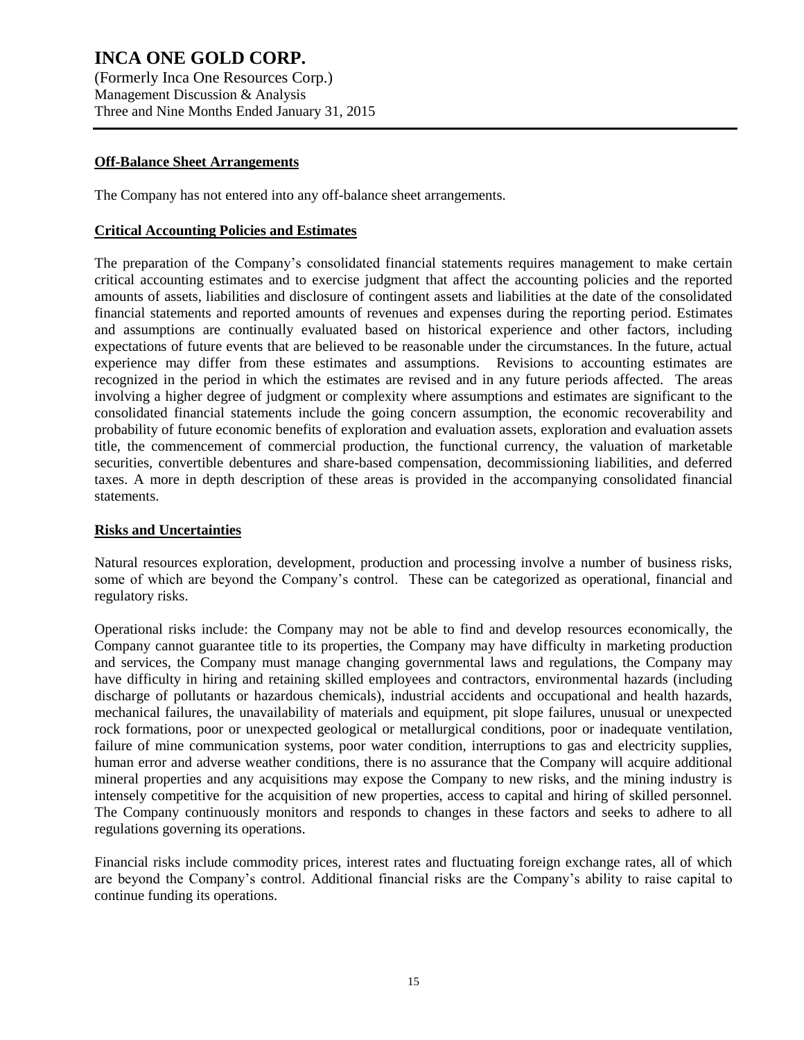## Off-Balance Sheet Arrangements

The Company has not entered into any off-balance sheet arrangements.

## Critical Accounting Policies and Estimates

The preparation of the Company's consolidated financial statements requires management to make certain critical accounting estimates and to exercise judgment that affect the accounting policies and the reported amounts of assets, liabilities and disclosure of contingent assets and liabilities at the date of the consolidated financial statements and reported amounts of revenues and expenses during the reporting period. Estimates and assumptions are continually evaluated based on historical experience and other factors, including expectations of future events that are believed to be reasonable under the circumstances. In the future, actual experience may differ from these estimates and assumptions. Revisions to accounting estimates are recognized in the period in which the estimates are revised and in any future periods affected. The areas involving a higher degree of judgment or complexity where assumptions and estimates are significant to the consolidated financial statements include the going concern assumption, the economic recoverability and probability of future economic benefits of exploration and evaluation assets, exploration and evaluation assets title, the commencement of commercial production, the functional currency, the valuation of marketable securities, convertible debentures and share-based compensation, decommissioning liabilities, and deferred taxes. A more in depth description of these areas is provided in the accompanying consolidated financial statements.

## Risks and Uncertainties

Natural resources exploration, development, production and processing involve a number of business risks, some of which are beyond the Company's control. These can be categorized as operational, financial and regulatory risks.

Operational risks include: the Company may not be able to find and develop resources economically, the Company cannot guarantee title to its properties, the Company may have difficulty in marketing production and services, the Company must manage changing governmental laws and regulations, the Company may have difficulty in hiring and retaining skilled employees and contractors, environmental hazards (including discharge of pollutants or hazardous chemicals), industrial accidents and occupational and health hazards, mechanical failures, the unavailability of materials and equipment, pit slope failures, unusual or unexpected rock formations, poor or unexpected geological or metallurgical conditions, poor or inadequate ventilation, failure of mine communication systems, poor water condition, interruptions to gas and electricity supplies, human error and adverse weather conditions, there is no assurance that the Company will acquire additional mineral properties and any acquisitions may expose the Company to new risks, and the mining industry is intensely competitive for the acquisition of new properties, access to capital and hiring of skilled personnel. The Company continuously monitors and responds to changes in these factors and seeks to adhere to all regulations governing its operations.

Financial risks include commodity prices, interest rates and fluctuating foreign exchange rates, all of which are beyond the Company's control. Additional financial risks are the Company's ability to raise capital to continue funding its operations.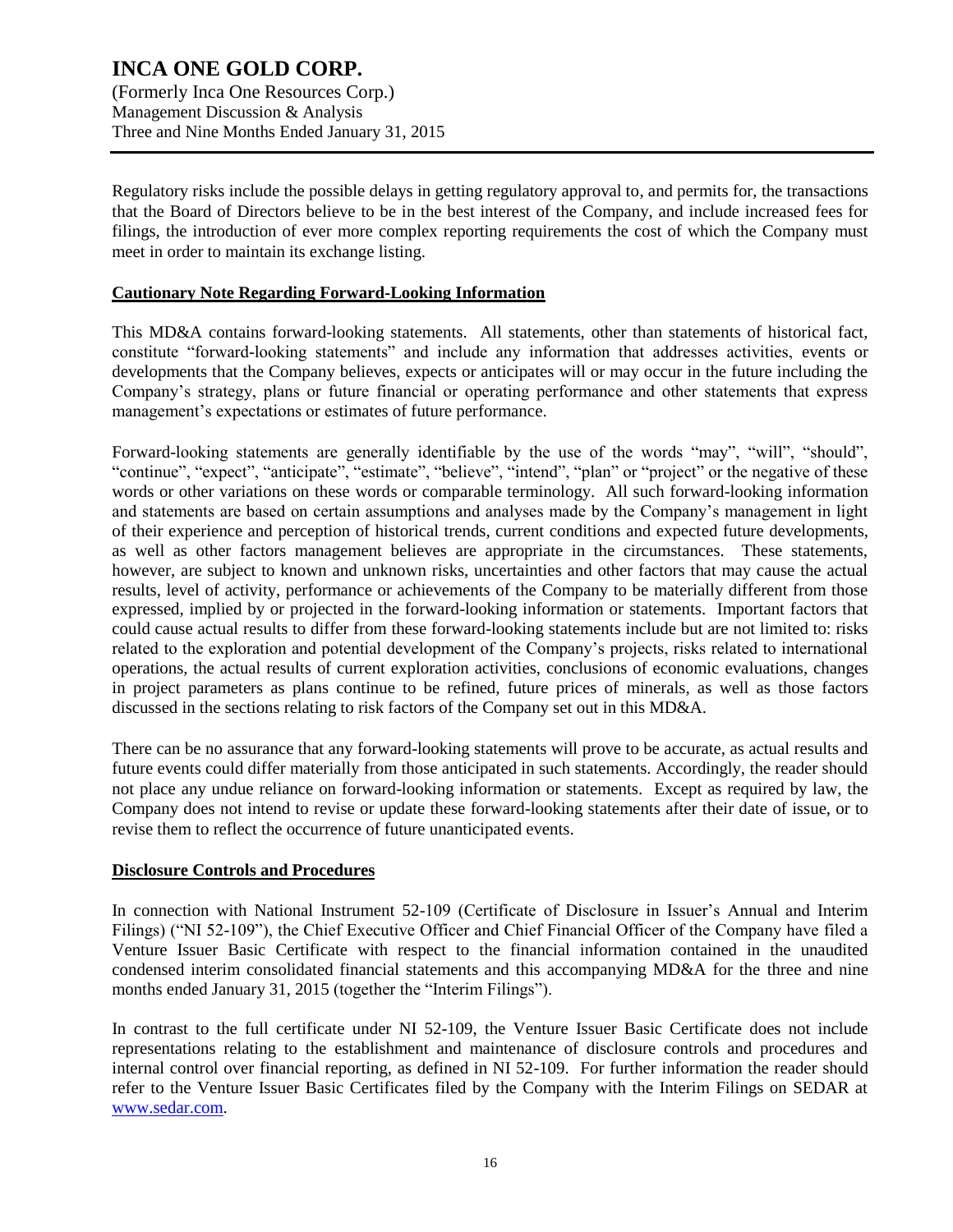Regulatory risks include the possible delays in getting regulatory approval to, and permits for, the transactions that the Board of Directors believe to be in the best interest of the Company, and include increased fees for filings, the introduction of ever more complex reporting requirements the cost of which the Company must meet in order to maintain its exchange listing.

## Cautionary Note Regarding Forward-Looking Information

This MD&A contains forward-looking statements. All statements, other than statements of historical fact, constitute "forward-looking statements" and include any information that addresses activities, events or developments that the Company believes, expects or anticipates will or may occur in the future including the Company's strategy, plans or future financial or operating performance and other statements that express management's expectations or estimates of future performance.

Forward-looking statements are generally identifiable by the use of the words "may", "will", "should", "continue", "expect", "anticipate", "estimate", "believe", "intend", "plan" or "project" or the negative of these words or other variations on these words or comparable terminology. All such forward-looking information and statements are based on certain assumptions and analyses made by the Company's management in light of their experience and perception of historical trends, current conditions and expected future developments, as well as other factors management believes are appropriate in the circumstances. These statements, however, are subject to known and unknown risks, uncertainties and other factors that may cause the actual results, level of activity, performance or achievements of the Company to be materially different from those expressed, implied by or projected in the forward-looking information or statements. Important factors that could cause actual results to differ from these forward-looking statements include but are not limited to: risks related to the exploration and potential development of the Company's projects, risks related to international operations, the actual results of current exploration activities, conclusions of economic evaluations, changes in project parameters as plans continue to be refined, future prices of minerals, as well as those factors discussed in the sections relating to risk factors of the Company set out in this MD&A.

There can be no assurance that any forward-looking statements will prove to be accurate, as actual results and future events could differ materially from those anticipated in such statements. Accordingly, the reader should not place any undue reliance on forward-looking information or statements. Except as required by law, the Company does not intend to revise or update these forward-looking statements after their date of issue, or to revise them to reflect the occurrence of future unanticipated events.

## Disclosure Controls and Procedures

In connection with National Instrument 52-109 (Certificate of Disclosure in Issuer's Annual and Interim Filings) ("NI 52-109"), the Chief Executive Officer and Chief Financial Officer of the Company have filed a Venture Issuer Basic Certificate with respect to the financial information contained in the unaudited condensed interim consolidated financial statements and this accompanying MD&A for the three and nine months ended January 31, 2015 (together the "Interim Filings").

In contrast to the full certificate under NI 52-109, the Venture Issuer Basic Certificate does not include representations relating to the establishment and maintenance of disclosure controls and procedures and internal control over financial reporting, as defined in NI 52-109. For further information the reader should refer to the Venture Issuer Basic Certificates filed by the Company with the Interim Filings on SEDAR at www.sedar.com.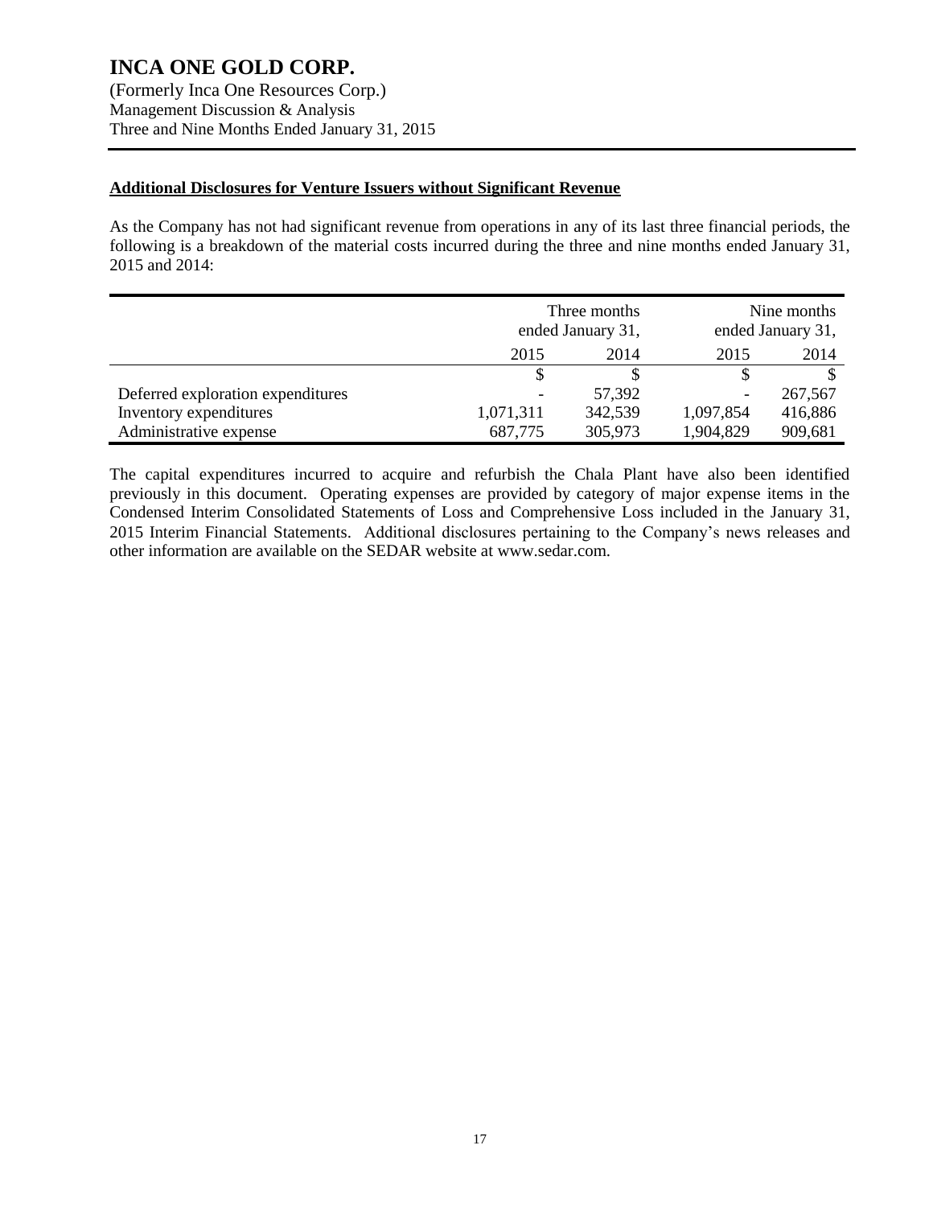## Additional Disclosures for Venture Issuers without Significant Revenue

As the Company has not had significant revenue from operations in any of its last three financial periods, the following is a breakdown of the material costs incurred during the three and nine months ended January 31, 2015 and 2014:

| | Three months ended January 31, | | Nine months ended January 31, | |
|---|---|---|---|---|
| | 2015 | 2014 | 2015 | 2014 |
| | $ | $ | $ | $ |
| Deferred exploration expenditures | - | 57,392 | - | 267,567 |
| Inventory expenditures | 1,071,311 | 342,539 | 1,097,854 | 416,886 |
| Administrative expense | 687,775 | 305,973 | 1,904,829 | 909,681 |

The capital expenditures incurred to acquire and refurbish the Chala Plant have also been identified previously in this document. Operating expenses are provided by category of major expense items in the Condensed Interim Consolidated Statements of Loss and Comprehensive Loss included in the January 31, 2015 Interim Financial Statements. Additional disclosures pertaining to the Company's news releases and other information are available on the SEDAR website at www.sedar.com.